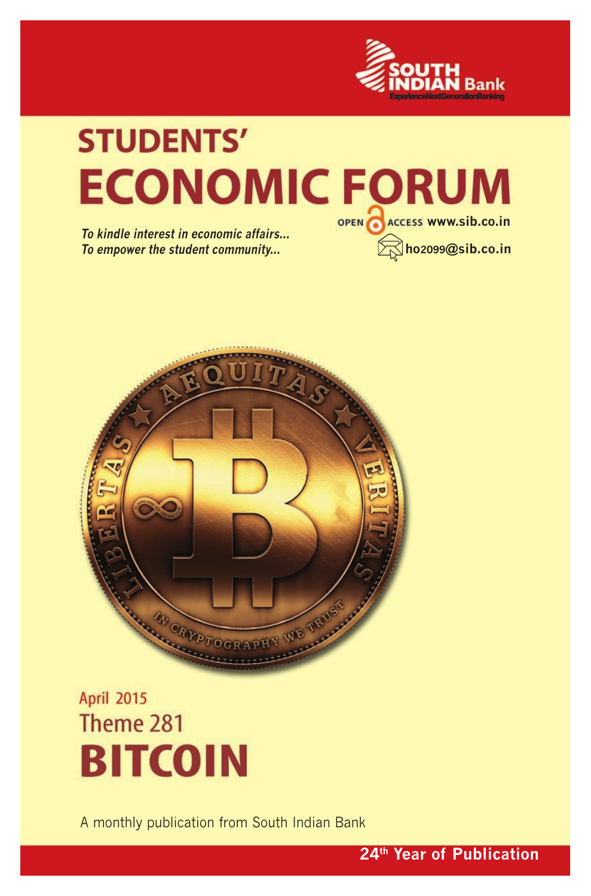SOUTH INDIAN Bank
ExperienceNextGenerationBanking

# STUDENTS' ECONOMIC FORUM

*To kindle interest in economic affairs...*
*To empower the student community...*

OPEN ACCESS www.sib.co.in

ho2099@sib.co.in

April 2015

Theme 281

# BITCOIN

A monthly publication from South Indian Bank

**24th Year of Publication**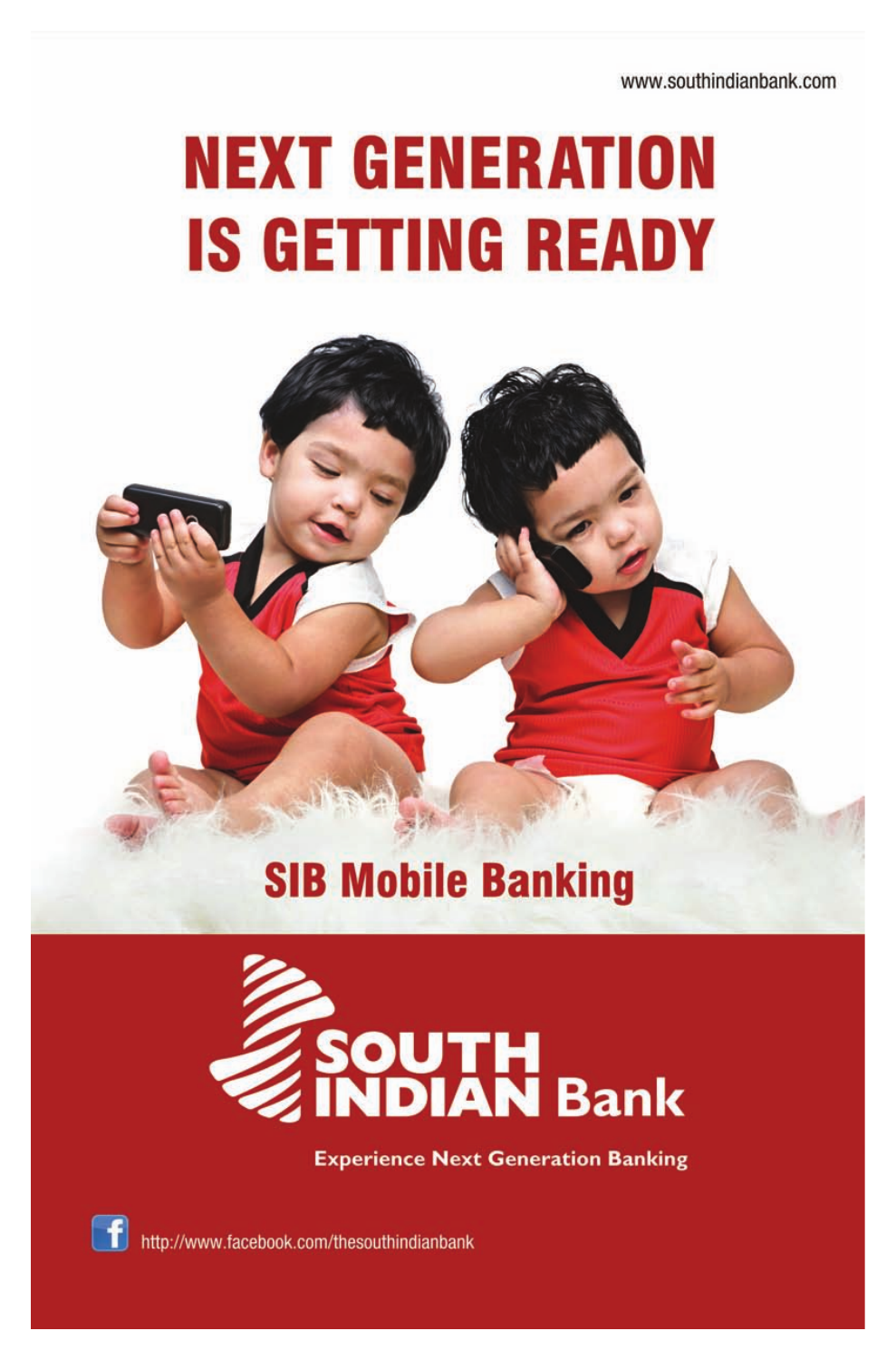www.southindianbank.com

# NEXT GENERATION IS GETTING READY

## SIB Mobile Banking

**SOUTH INDIAN Bank**

**Experience Next Generation Banking**

http://www.facebook.com/thesouthindianbank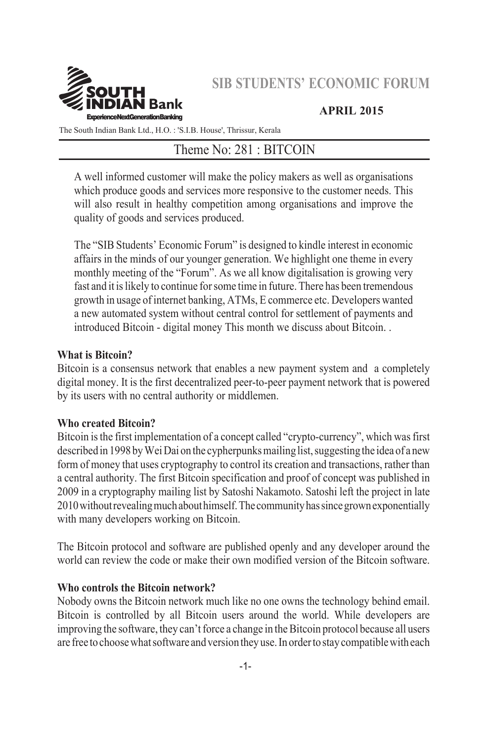SIB STUDENTS' ECONOMIC FORUM

APRIL 2015

The South Indian Bank Ltd., H.O. : 'S.I.B. House', Thrissur, Kerala

# Theme No: 281 : BITCOIN

A well informed customer will make the policy makers as well as organisations which produce goods and services more responsive to the customer needs. This will also result in healthy competition among organisations and improve the quality of goods and services produced.

The "SIB Students' Economic Forum" is designed to kindle interest in economic affairs in the minds of our younger generation. We highlight one theme in every monthly meeting of the "Forum". As we all know digitalisation is growing very fast and it is likely to continue for some time in future. There has been tremendous growth in usage of internet banking, ATMs, E commerce etc. Developers wanted a new automated system without central control for settlement of payments and introduced Bitcoin - digital money This month we discuss about Bitcoin. .

**What is Bitcoin?**

Bitcoin is a consensus network that enables a new payment system and a completely digital money. It is the first decentralized peer-to-peer payment network that is powered by its users with no central authority or middlemen.

**Who created Bitcoin?**

Bitcoin is the first implementation of a concept called "crypto-currency", which was first described in 1998 by Wei Dai on the cypherpunks mailing list, suggesting the idea of a new form of money that uses cryptography to control its creation and transactions, rather than a central authority. The first Bitcoin specification and proof of concept was published in 2009 in a cryptography mailing list by Satoshi Nakamoto. Satoshi left the project in late 2010 without revealing much about himself. The community has since grown exponentially with many developers working on Bitcoin.

The Bitcoin protocol and software are published openly and any developer around the world can review the code or make their own modified version of the Bitcoin software.

**Who controls the Bitcoin network?**

Nobody owns the Bitcoin network much like no one owns the technology behind email. Bitcoin is controlled by all Bitcoin users around the world. While developers are improving the software, they can't force a change in the Bitcoin protocol because all users are free to choose what software and version they use. In order to stay compatible with each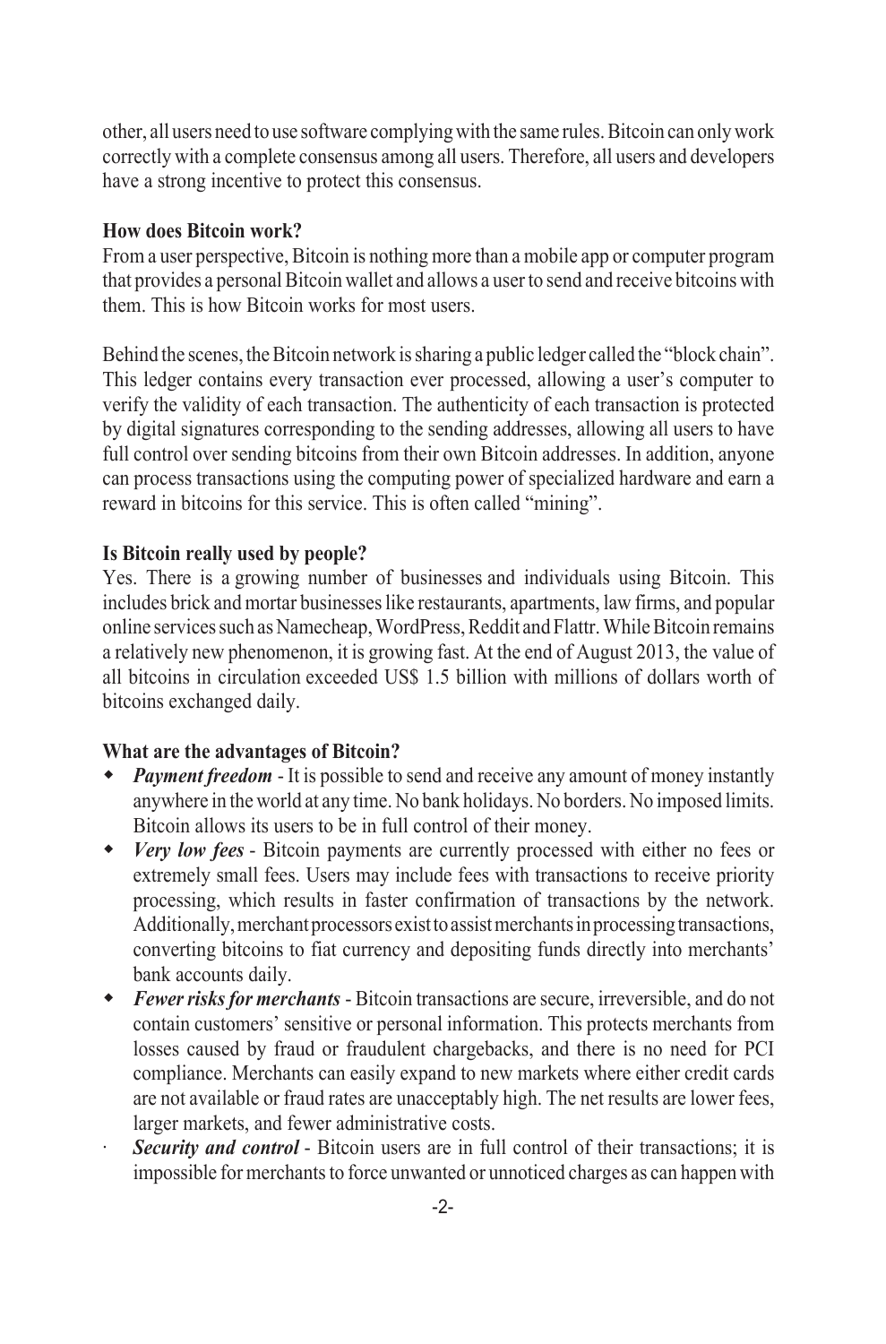other, all users need to use software complying with the same rules. Bitcoin can only work correctly with a complete consensus among all users. Therefore, all users and developers have a strong incentive to protect this consensus.

**How does Bitcoin work?**

From a user perspective, Bitcoin is nothing more than a mobile app or computer program that provides a personal Bitcoin wallet and allows a user to send and receive bitcoins with them. This is how Bitcoin works for most users.

Behind the scenes, the Bitcoin network is sharing a public ledger called the "block chain". This ledger contains every transaction ever processed, allowing a user's computer to verify the validity of each transaction. The authenticity of each transaction is protected by digital signatures corresponding to the sending addresses, allowing all users to have full control over sending bitcoins from their own Bitcoin addresses. In addition, anyone can process transactions using the computing power of specialized hardware and earn a reward in bitcoins for this service. This is often called "mining".

**Is Bitcoin really used by people?**

Yes. There is a growing number of businesses and individuals using Bitcoin. This includes brick and mortar businesses like restaurants, apartments, law firms, and popular online services such as Namecheap, WordPress, Reddit and Flattr. While Bitcoin remains a relatively new phenomenon, it is growing fast. At the end of August 2013, the value of all bitcoins in circulation exceeded US$ 1.5 billion with millions of dollars worth of bitcoins exchanged daily.

**What are the advantages of Bitcoin?**

- ***Payment freedom*** - It is possible to send and receive any amount of money instantly anywhere in the world at any time. No bank holidays. No borders. No imposed limits. Bitcoin allows its users to be in full control of their money.
- ***Very low fees*** - Bitcoin payments are currently processed with either no fees or extremely small fees. Users may include fees with transactions to receive priority processing, which results in faster confirmation of transactions by the network. Additionally, merchant processors exist to assist merchants in processing transactions, converting bitcoins to fiat currency and depositing funds directly into merchants' bank accounts daily.
- ***Fewer risks for merchants*** - Bitcoin transactions are secure, irreversible, and do not contain customers' sensitive or personal information. This protects merchants from losses caused by fraud or fraudulent chargebacks, and there is no need for PCI compliance. Merchants can easily expand to new markets where either credit cards are not available or fraud rates are unacceptably high. The net results are lower fees, larger markets, and fewer administrative costs.
- ***Security and control*** - Bitcoin users are in full control of their transactions; it is impossible for merchants to force unwanted or unnoticed charges as can happen with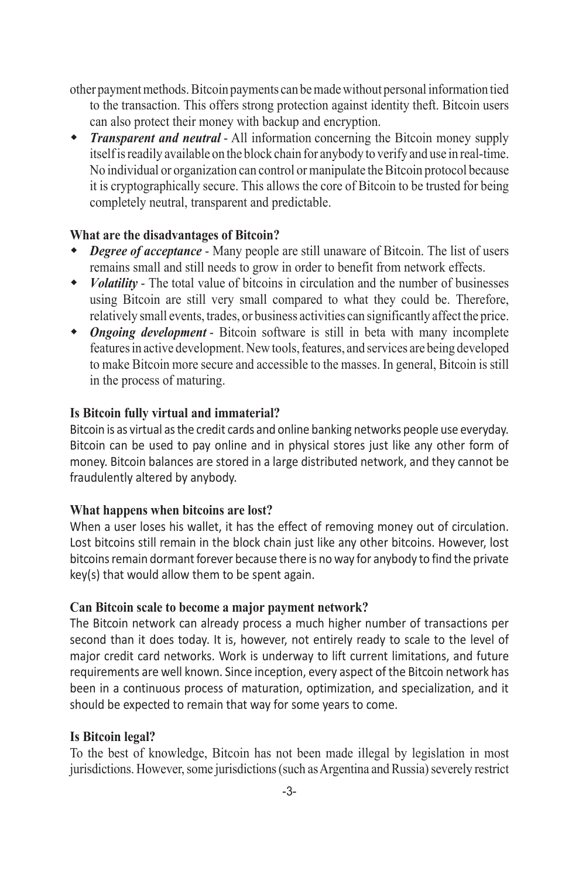other payment methods. Bitcoin payments can be made without personal information tied to the transaction. This offers strong protection against identity theft. Bitcoin users can also protect their money with backup and encryption.

- ***Transparent and neutral*** - All information concerning the Bitcoin money supply itself is readily available on the block chain for anybody to verify and use in real-time. No individual or organization can control or manipulate the Bitcoin protocol because it is cryptographically secure. This allows the core of Bitcoin to be trusted for being completely neutral, transparent and predictable.

**What are the disadvantages of Bitcoin?**

- ***Degree of acceptance*** - Many people are still unaware of Bitcoin. The list of users remains small and still needs to grow in order to benefit from network effects.
- ***Volatility*** - The total value of bitcoins in circulation and the number of businesses using Bitcoin are still very small compared to what they could be. Therefore, relatively small events, trades, or business activities can significantly affect the price.
- ***Ongoing development*** - Bitcoin software is still in beta with many incomplete features in active development. New tools, features, and services are being developed to make Bitcoin more secure and accessible to the masses. In general, Bitcoin is still in the process of maturing.

**Is Bitcoin fully virtual and immaterial?**

Bitcoin is as virtual as the credit cards and online banking networks people use everyday. Bitcoin can be used to pay online and in physical stores just like any other form of money. Bitcoin balances are stored in a large distributed network, and they cannot be fraudulently altered by anybody.

**What happens when bitcoins are lost?**

When a user loses his wallet, it has the effect of removing money out of circulation. Lost bitcoins still remain in the block chain just like any other bitcoins. However, lost bitcoins remain dormant forever because there is no way for anybody to find the private key(s) that would allow them to be spent again.

**Can Bitcoin scale to become a major payment network?**

The Bitcoin network can already process a much higher number of transactions per second than it does today. It is, however, not entirely ready to scale to the level of major credit card networks. Work is underway to lift current limitations, and future requirements are well known. Since inception, every aspect of the Bitcoin network has been in a continuous process of maturation, optimization, and specialization, and it should be expected to remain that way for some years to come.

**Is Bitcoin legal?**

To the best of knowledge, Bitcoin has not been made illegal by legislation in most jurisdictions. However, some jurisdictions (such as Argentina and Russia) severely restrict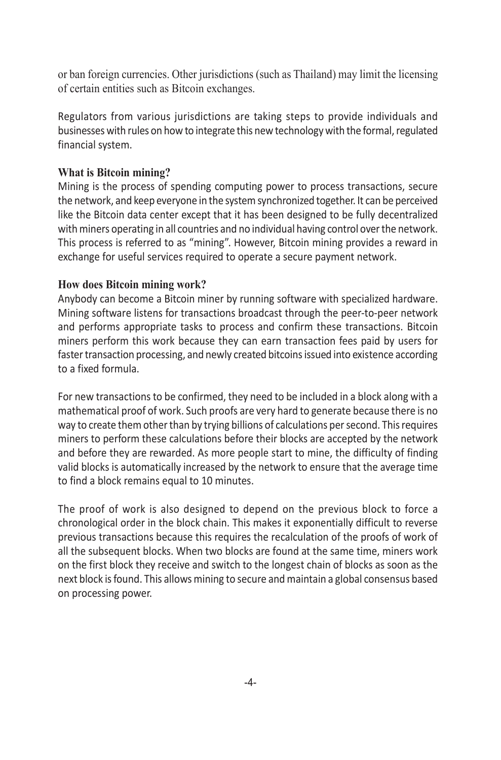or ban foreign currencies. Other jurisdictions (such as Thailand) may limit the licensing of certain entities such as Bitcoin exchanges.

Regulators from various jurisdictions are taking steps to provide individuals and businesses with rules on how to integrate this new technology with the formal, regulated financial system.

### What is Bitcoin mining?

Mining is the process of spending computing power to process transactions, secure the network, and keep everyone in the system synchronized together. It can be perceived like the Bitcoin data center except that it has been designed to be fully decentralized with miners operating in all countries and no individual having control over the network. This process is referred to as "mining". However, Bitcoin mining provides a reward in exchange for useful services required to operate a secure payment network.

### How does Bitcoin mining work?

Anybody can become a Bitcoin miner by running software with specialized hardware. Mining software listens for transactions broadcast through the peer-to-peer network and performs appropriate tasks to process and confirm these transactions. Bitcoin miners perform this work because they can earn transaction fees paid by users for faster transaction processing, and newly created bitcoins issued into existence according to a fixed formula.

For new transactions to be confirmed, they need to be included in a block along with a mathematical proof of work. Such proofs are very hard to generate because there is no way to create them other than by trying billions of calculations per second. This requires miners to perform these calculations before their blocks are accepted by the network and before they are rewarded. As more people start to mine, the difficulty of finding valid blocks is automatically increased by the network to ensure that the average time to find a block remains equal to 10 minutes.

The proof of work is also designed to depend on the previous block to force a chronological order in the block chain. This makes it exponentially difficult to reverse previous transactions because this requires the recalculation of the proofs of work of all the subsequent blocks. When two blocks are found at the same time, miners work on the first block they receive and switch to the longest chain of blocks as soon as the next block is found. This allows mining to secure and maintain a global consensus based on processing power.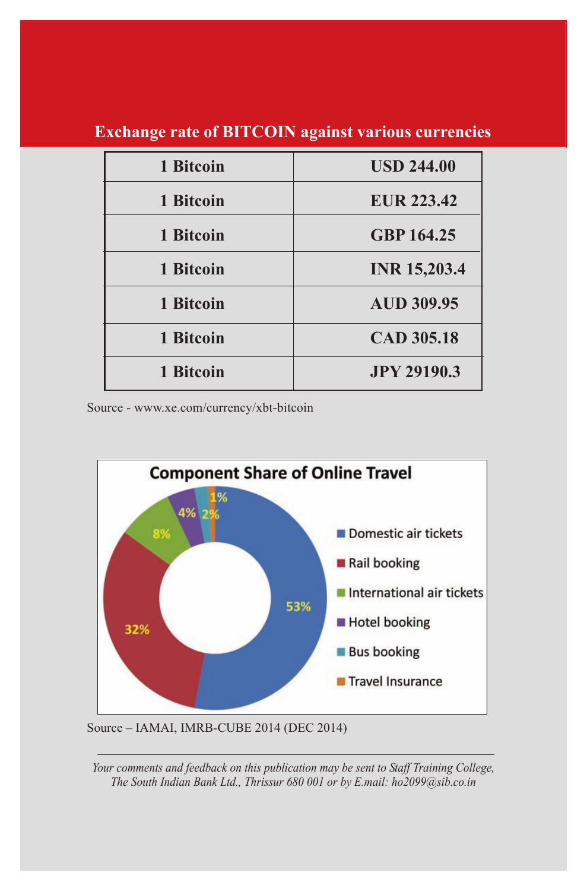## Exchange rate of BITCOIN against various currencies

| 1 Bitcoin | USD 244.00 |
|---|---|
| 1 Bitcoin | EUR 223.42 |
| 1 Bitcoin | GBP 164.25 |
| 1 Bitcoin | INR 15,203.4 |
| 1 Bitcoin | AUD 309.95 |
| 1 Bitcoin | CAD 305.18 |
| 1 Bitcoin | JPY 29190.3 |

Source - www.xe.com/currency/xbt-bitcoin

**Component Share of Online Travel**

| Component | Share |
|---|---|
| Domestic air tickets | 53% |
| Rail booking | 32% |
| International air tickets | 8% |
| Hotel booking | 4% |
| Bus booking | 2% |
| Travel Insurance | 1% |

Source – IAMAI, IMRB-CUBE 2014 (DEC 2014)

---

*Your comments and feedback on this publication may be sent to Staff Training College, The South Indian Bank Ltd., Thrissur 680 001 or by E.mail: ho2099@sib.co.in*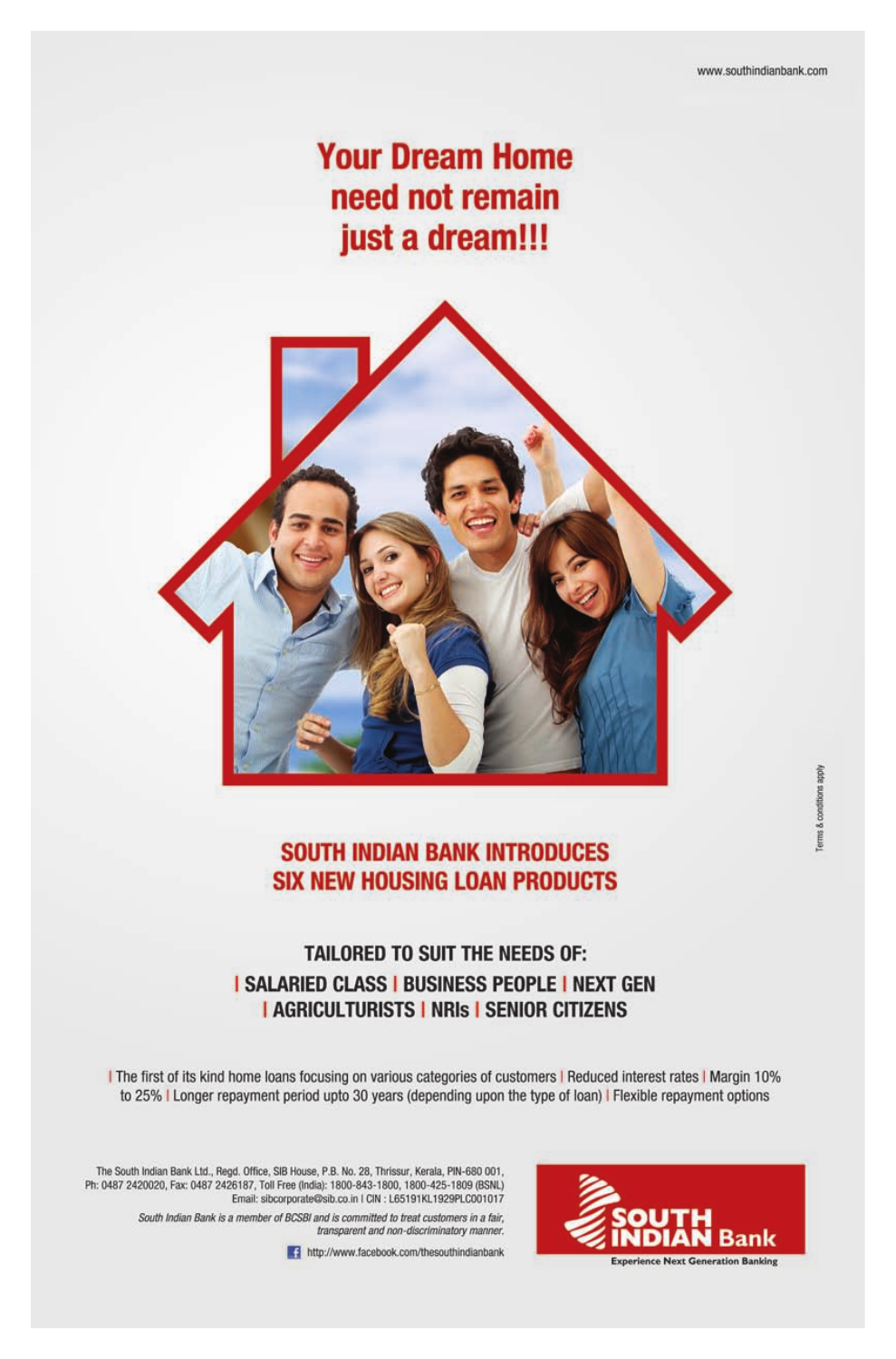www.southindianbank.com

# Your Dream Home need not remain just a dream!!!

## SOUTH INDIAN BANK INTRODUCES SIX NEW HOUSING LOAN PRODUCTS

### TAILORED TO SUIT THE NEEDS OF:

**| SALARIED CLASS | BUSINESS PEOPLE | NEXT GEN | AGRICULTURISTS | NRIs | SENIOR CITIZENS**

| The first of its kind home loans focusing on various categories of customers | Reduced interest rates | Margin 10% to 25% | Longer repayment period upto 30 years (depending upon the type of loan) | Flexible repayment options

Terms & conditions apply

The South Indian Bank Ltd., Regd. Office, SIB House, P.B. No. 28, Thrissur, Kerala, PIN-680 001, Ph: 0487 2420020, Fax: 0487 2426187, Toll Free (India): 1800-843-1800, 1800-425-1809 (BSNL) Email: sibcorporate@sib.co.in | CIN : L65191KL1929PLC001017

*South Indian Bank is a member of BCSBI and is committed to treat customers in a fair, transparent and non-discriminatory manner.*

http://www.facebook.com/thesouthindianbank

SOUTH INDIAN Bank

Experience Next Generation Banking